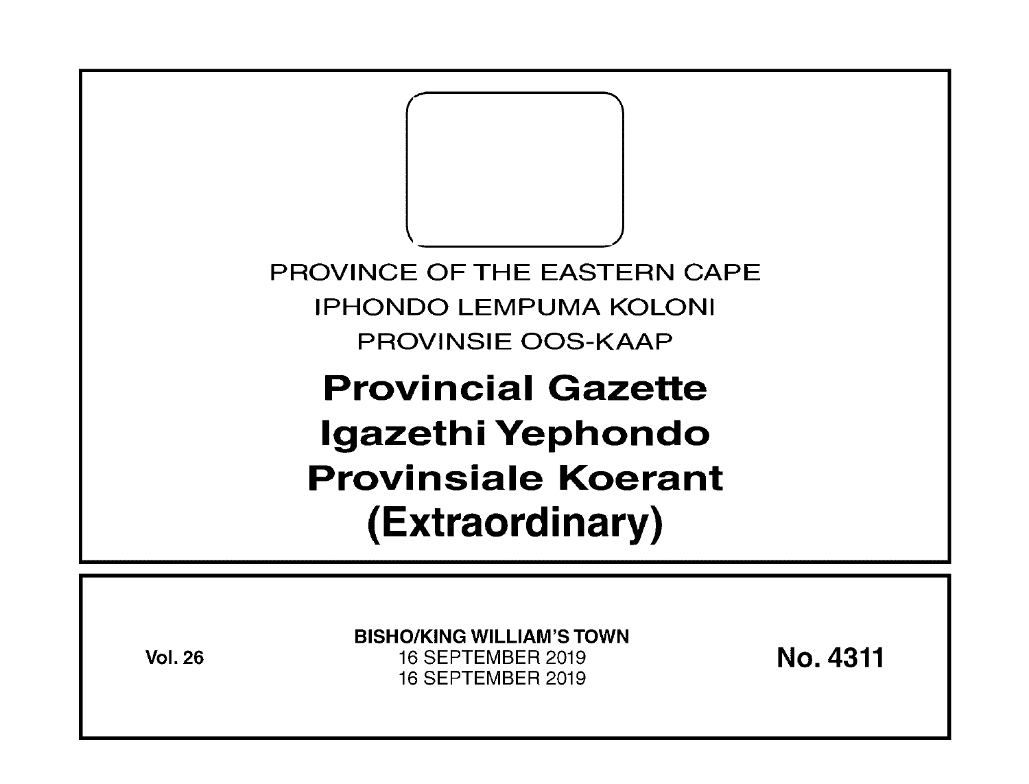PROVINCE OF THE EASTERN CAPE

IPHONDO LEMPUMA KOLONI

PROVINSIE OOS-KAAP

# Provincial Gazette
# Igazethi Yephondo
# Provinsiale Koerant
# (Extraordinary)

**Vol. 26**

**BISHO/KING WILLIAM'S TOWN**

16 SEPTEMBER 2019

16 SEPTEMBER 2019

**No. 4311**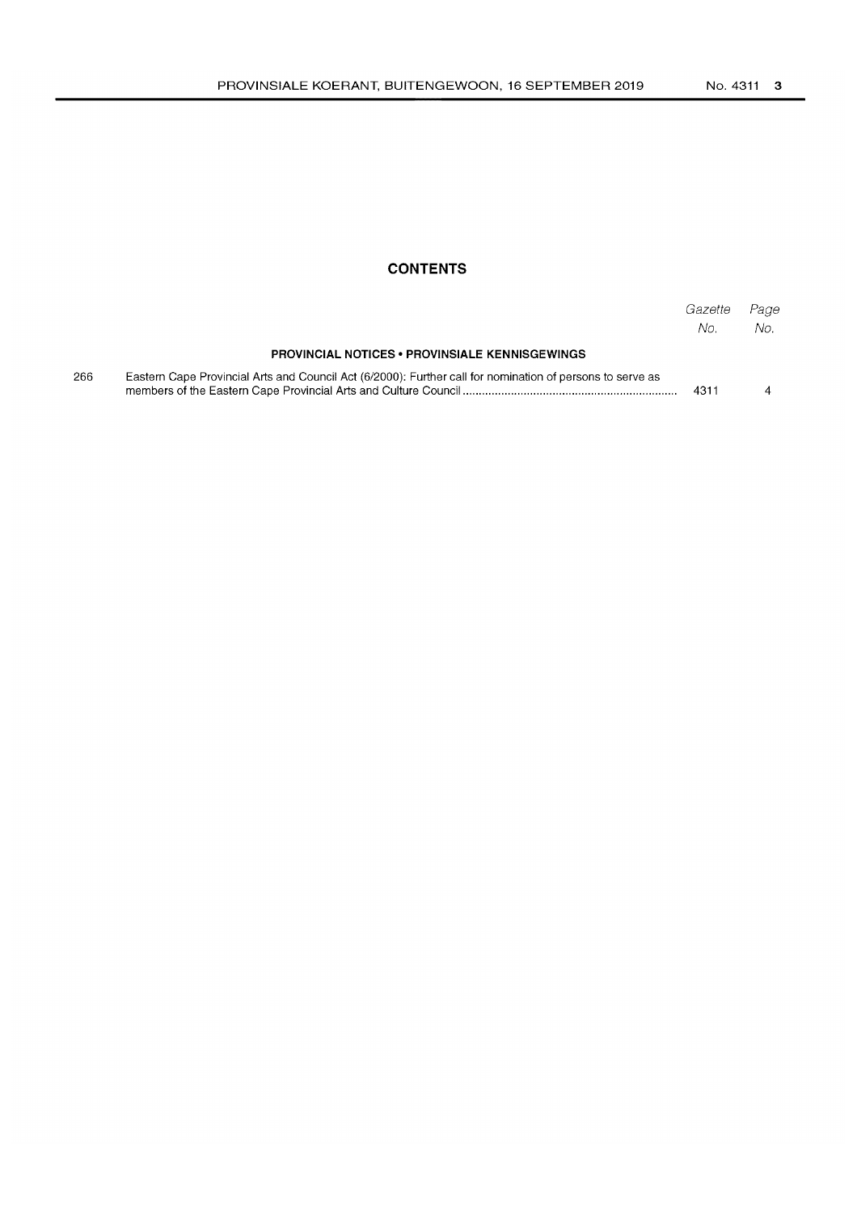## CONTENTS

| | | *Gazette No.* | *Page No.* |
|---|---|---|---|
| | **PROVINCIAL NOTICES • PROVINSIALE KENNISGEWINGS** | | |
| 266 | Eastern Cape Provincial Arts and Council Act (6/2000): Further call for nomination of persons to serve as members of the Eastern Cape Provincial Arts and Culture Council | 4311 | 4 |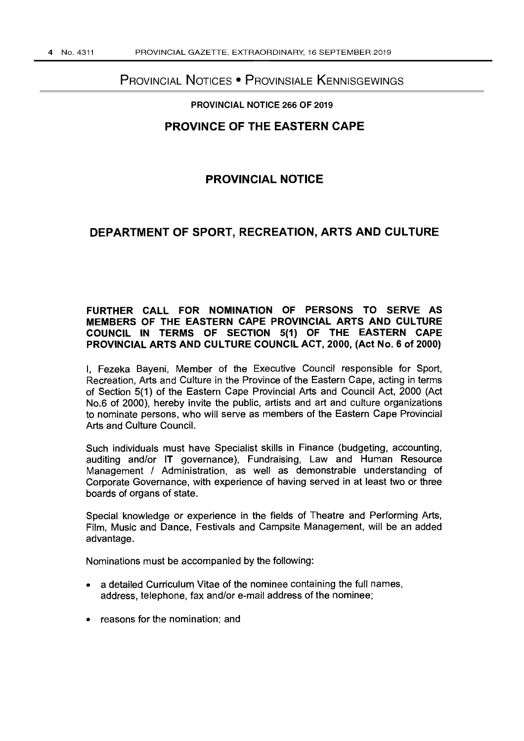# Provincial Notices • Provinsiale Kennisgewings

**PROVINCIAL NOTICE 266 OF 2019**

## PROVINCE OF THE EASTERN CAPE

## PROVINCIAL NOTICE

## DEPARTMENT OF SPORT, RECREATION, ARTS AND CULTURE

**FURTHER CALL FOR NOMINATION OF PERSONS TO SERVE AS MEMBERS OF THE EASTERN CAPE PROVINCIAL ARTS AND CULTURE COUNCIL IN TERMS OF SECTION 5(1) OF THE EASTERN CAPE PROVINCIAL ARTS AND CULTURE COUNCIL ACT, 2000, (Act No. 6 of 2000)**

I, Fezeka Bayeni, Member of the Executive Council responsible for Sport, Recreation, Arts and Culture in the Province of the Eastern Cape, acting in terms of Section 5(1) of the Eastern Cape Provincial Arts and Council Act, 2000 (Act No.6 of 2000), hereby invite the public, artists and art and culture organizations to nominate persons, who will serve as members of the Eastern Cape Provincial Arts and Culture Council.

Such individuals must have Specialist skills in Finance (budgeting, accounting, auditing and/or IT governance), Fundraising, Law and Human Resource Management / Administration, as well as demonstrable understanding of Corporate Governance, with experience of having served in at least two or three boards of organs of state.

Special knowledge or experience in the fields of Theatre and Performing Arts, Film, Music and Dance, Festivals and Campsite Management, will be an added advantage.

Nominations must be accompanied by the following:

- a detailed Curriculum Vitae of the nominee containing the full names, address, telephone, fax and/or e-mail address of the nominee;
- reasons for the nomination; and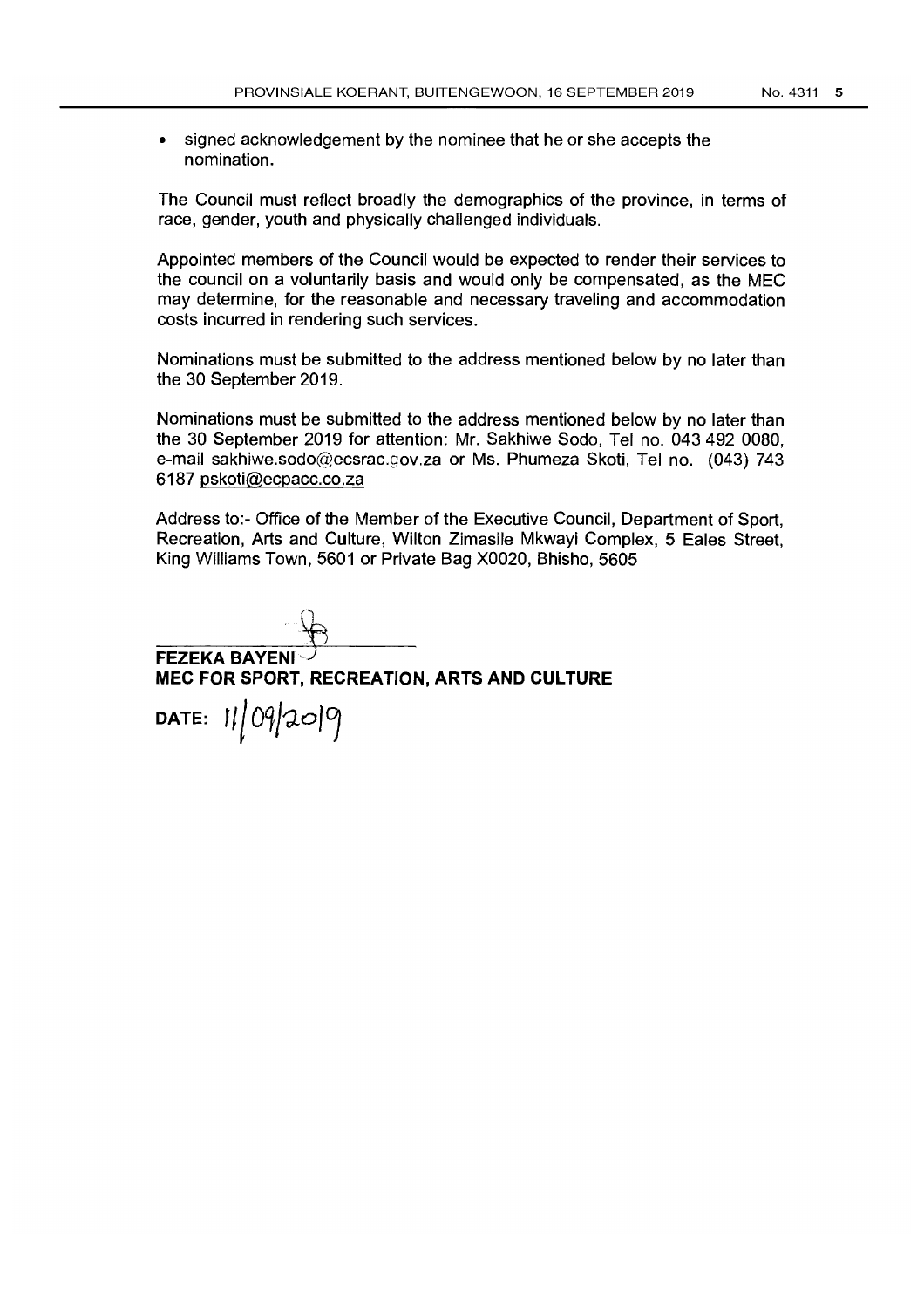- signed acknowledgement by the nominee that he or she accepts the nomination.

The Council must reflect broadly the demographics of the province, in terms of race, gender, youth and physically challenged individuals.

Appointed members of the Council would be expected to render their services to the council on a voluntarily basis and would only be compensated, as the MEC may determine, for the reasonable and necessary traveling and accommodation costs incurred in rendering such services.

Nominations must be submitted to the address mentioned below by no later than the 30 September 2019.

Nominations must be submitted to the address mentioned below by no later than the 30 September 2019 for attention: Mr. Sakhiwe Sodo, Tel no. 043 492 0080, e-mail sakhiwe.sodo@ecsrac.gov.za or Ms. Phumeza Skoti, Tel no. (043) 743 6187 pskoti@ecpacc.co.za

Address to:- Office of the Member of the Executive Council, Department of Sport, Recreation, Arts and Culture, Wilton Zimasile Mkwayi Complex, 5 Eales Street, King Williams Town, 5601 or Private Bag X0020, Bhisho, 5605

**FEZEKA BAYENI**
**MEC FOR SPORT, RECREATION, ARTS AND CULTURE**

**DATE:** 11/09/2019